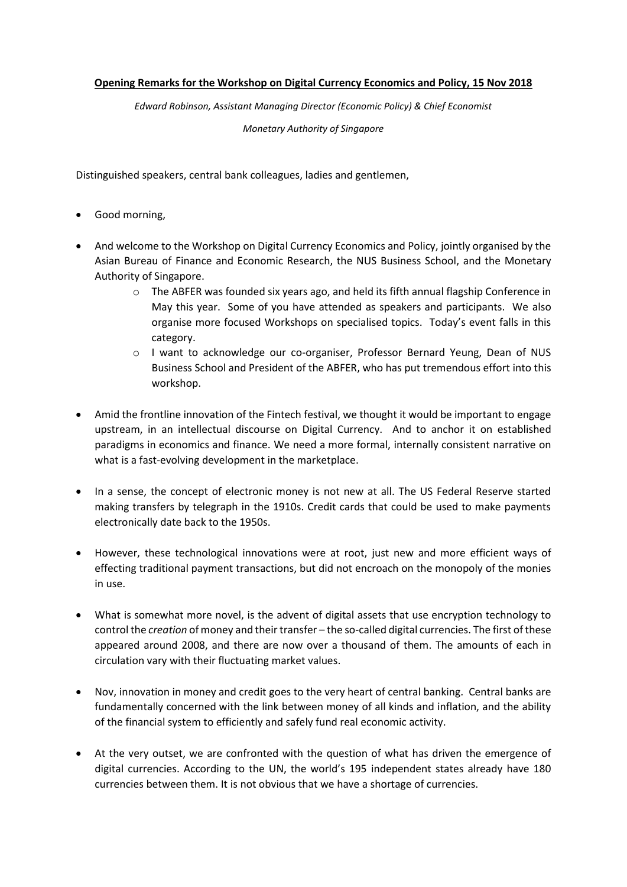**Opening Remarks for the Workshop on Digital Currency Economics and Policy, 15 Nov 2018**

*Edward Robinson, Assistant Managing Director (Economic Policy) & Chief Economist*

*Monetary Authority of Singapore*

Distinguished speakers, central bank colleagues, ladies and gentlemen,

- Good morning,
- And welcome to the Workshop on Digital Currency Economics and Policy, jointly organised by the Asian Bureau of Finance and Economic Research, the NUS Business School, and the Monetary Authority of Singapore.
  - The ABFER was founded six years ago, and held its fifth annual flagship Conference in May this year. Some of you have attended as speakers and participants. We also organise more focused Workshops on specialised topics. Today's event falls in this category.
  - I want to acknowledge our co-organiser, Professor Bernard Yeung, Dean of NUS Business School and President of the ABFER, who has put tremendous effort into this workshop.
- Amid the frontline innovation of the Fintech festival, we thought it would be important to engage upstream, in an intellectual discourse on Digital Currency. And to anchor it on established paradigms in economics and finance. We need a more formal, internally consistent narrative on what is a fast-evolving development in the marketplace.
- In a sense, the concept of electronic money is not new at all. The US Federal Reserve started making transfers by telegraph in the 1910s. Credit cards that could be used to make payments electronically date back to the 1950s.
- However, these technological innovations were at root, just new and more efficient ways of effecting traditional payment transactions, but did not encroach on the monopoly of the monies in use.
- What is somewhat more novel, is the advent of digital assets that use encryption technology to control the *creation* of money and their transfer – the so-called digital currencies. The first of these appeared around 2008, and there are now over a thousand of them. The amounts of each in circulation vary with their fluctuating market values.
- Nov, innovation in money and credit goes to the very heart of central banking. Central banks are fundamentally concerned with the link between money of all kinds and inflation, and the ability of the financial system to efficiently and safely fund real economic activity.
- At the very outset, we are confronted with the question of what has driven the emergence of digital currencies. According to the UN, the world's 195 independent states already have 180 currencies between them. It is not obvious that we have a shortage of currencies.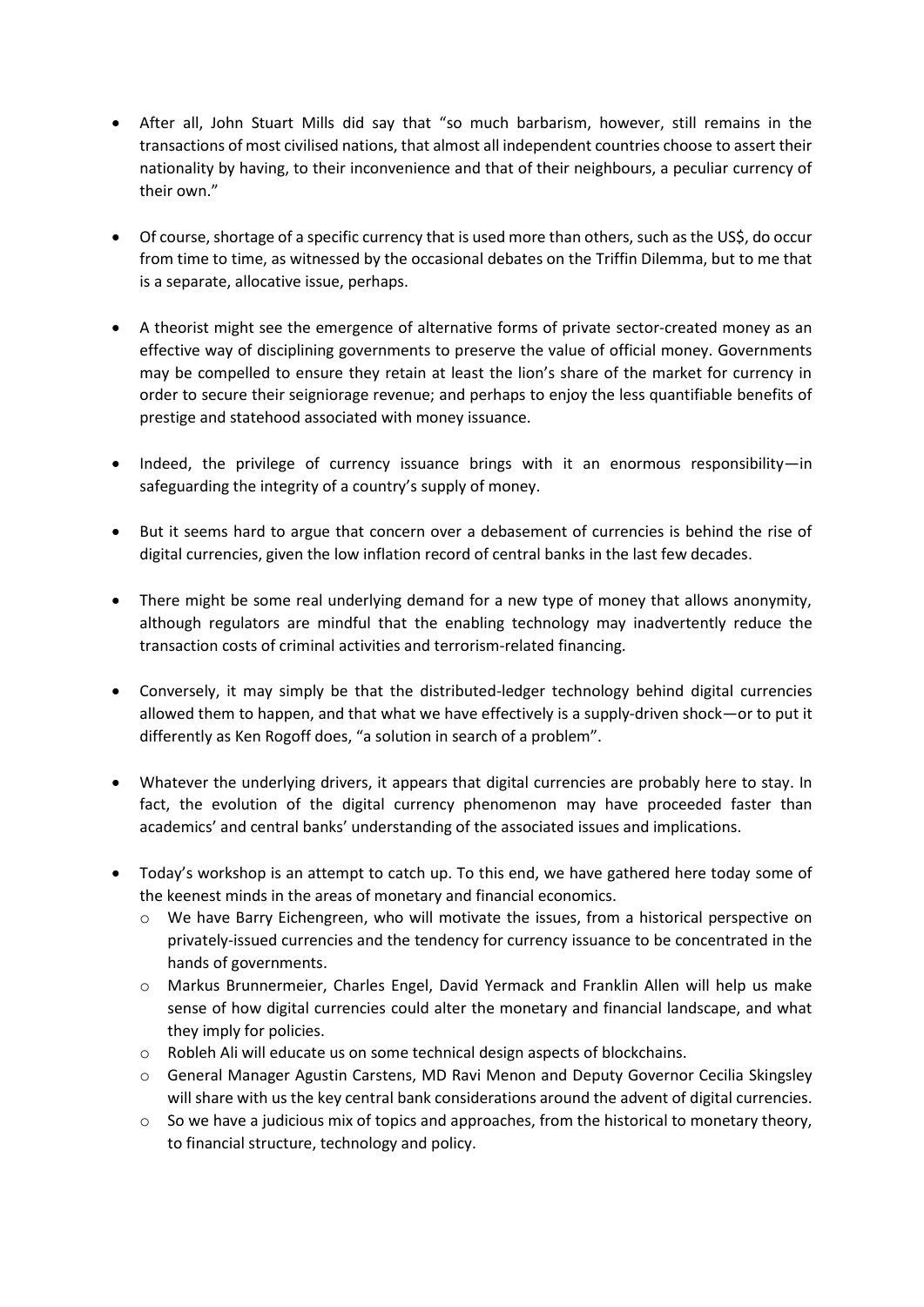- After all, John Stuart Mills did say that "so much barbarism, however, still remains in the transactions of most civilised nations, that almost all independent countries choose to assert their nationality by having, to their inconvenience and that of their neighbours, a peculiar currency of their own."

- Of course, shortage of a specific currency that is used more than others, such as the US$, do occur from time to time, as witnessed by the occasional debates on the Triffin Dilemma, but to me that is a separate, allocative issue, perhaps.

- A theorist might see the emergence of alternative forms of private sector-created money as an effective way of disciplining governments to preserve the value of official money. Governments may be compelled to ensure they retain at least the lion's share of the market for currency in order to secure their seigniorage revenue; and perhaps to enjoy the less quantifiable benefits of prestige and statehood associated with money issuance.

- Indeed, the privilege of currency issuance brings with it an enormous responsibility—in safeguarding the integrity of a country's supply of money.

- But it seems hard to argue that concern over a debasement of currencies is behind the rise of digital currencies, given the low inflation record of central banks in the last few decades.

- There might be some real underlying demand for a new type of money that allows anonymity, although regulators are mindful that the enabling technology may inadvertently reduce the transaction costs of criminal activities and terrorism-related financing.

- Conversely, it may simply be that the distributed-ledger technology behind digital currencies allowed them to happen, and that what we have effectively is a supply-driven shock—or to put it differently as Ken Rogoff does, "a solution in search of a problem".

- Whatever the underlying drivers, it appears that digital currencies are probably here to stay. In fact, the evolution of the digital currency phenomenon may have proceeded faster than academics' and central banks' understanding of the associated issues and implications.

- Today's workshop is an attempt to catch up. To this end, we have gathered here today some of the keenest minds in the areas of monetary and financial economics.
  - We have Barry Eichengreen, who will motivate the issues, from a historical perspective on privately-issued currencies and the tendency for currency issuance to be concentrated in the hands of governments.
  - Markus Brunnermeier, Charles Engel, David Yermack and Franklin Allen will help us make sense of how digital currencies could alter the monetary and financial landscape, and what they imply for policies.
  - Robleh Ali will educate us on some technical design aspects of blockchains.
  - General Manager Agustin Carstens, MD Ravi Menon and Deputy Governor Cecilia Skingsley will share with us the key central bank considerations around the advent of digital currencies.
  - So we have a judicious mix of topics and approaches, from the historical to monetary theory, to financial structure, technology and policy.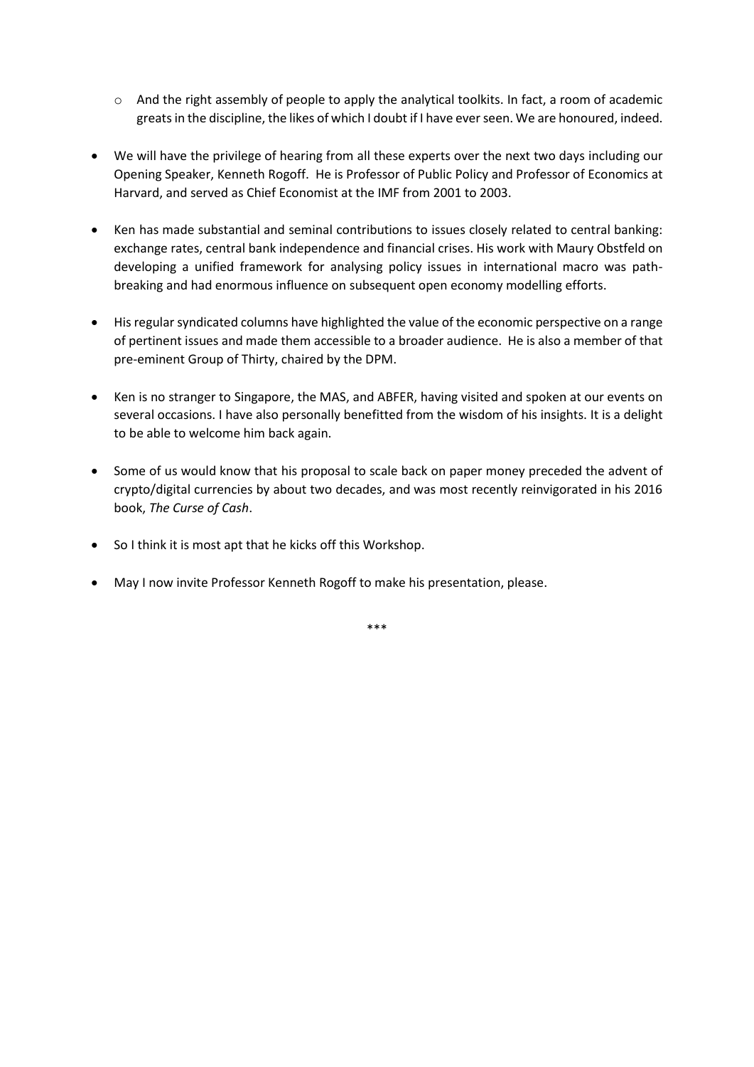- And the right assembly of people to apply the analytical toolkits. In fact, a room of academic greats in the discipline, the likes of which I doubt if I have ever seen. We are honoured, indeed.

- We will have the privilege of hearing from all these experts over the next two days including our Opening Speaker, Kenneth Rogoff. He is Professor of Public Policy and Professor of Economics at Harvard, and served as Chief Economist at the IMF from 2001 to 2003.

- Ken has made substantial and seminal contributions to issues closely related to central banking: exchange rates, central bank independence and financial crises. His work with Maury Obstfeld on developing a unified framework for analysing policy issues in international macro was path-breaking and had enormous influence on subsequent open economy modelling efforts.

- His regular syndicated columns have highlighted the value of the economic perspective on a range of pertinent issues and made them accessible to a broader audience. He is also a member of that pre-eminent Group of Thirty, chaired by the DPM.

- Ken is no stranger to Singapore, the MAS, and ABFER, having visited and spoken at our events on several occasions. I have also personally benefitted from the wisdom of his insights. It is a delight to be able to welcome him back again.

- Some of us would know that his proposal to scale back on paper money preceded the advent of crypto/digital currencies by about two decades, and was most recently reinvigorated in his 2016 book, *The Curse of Cash*.

- So I think it is most apt that he kicks off this Workshop.

- May I now invite Professor Kenneth Rogoff to make his presentation, please.

\*\*\*